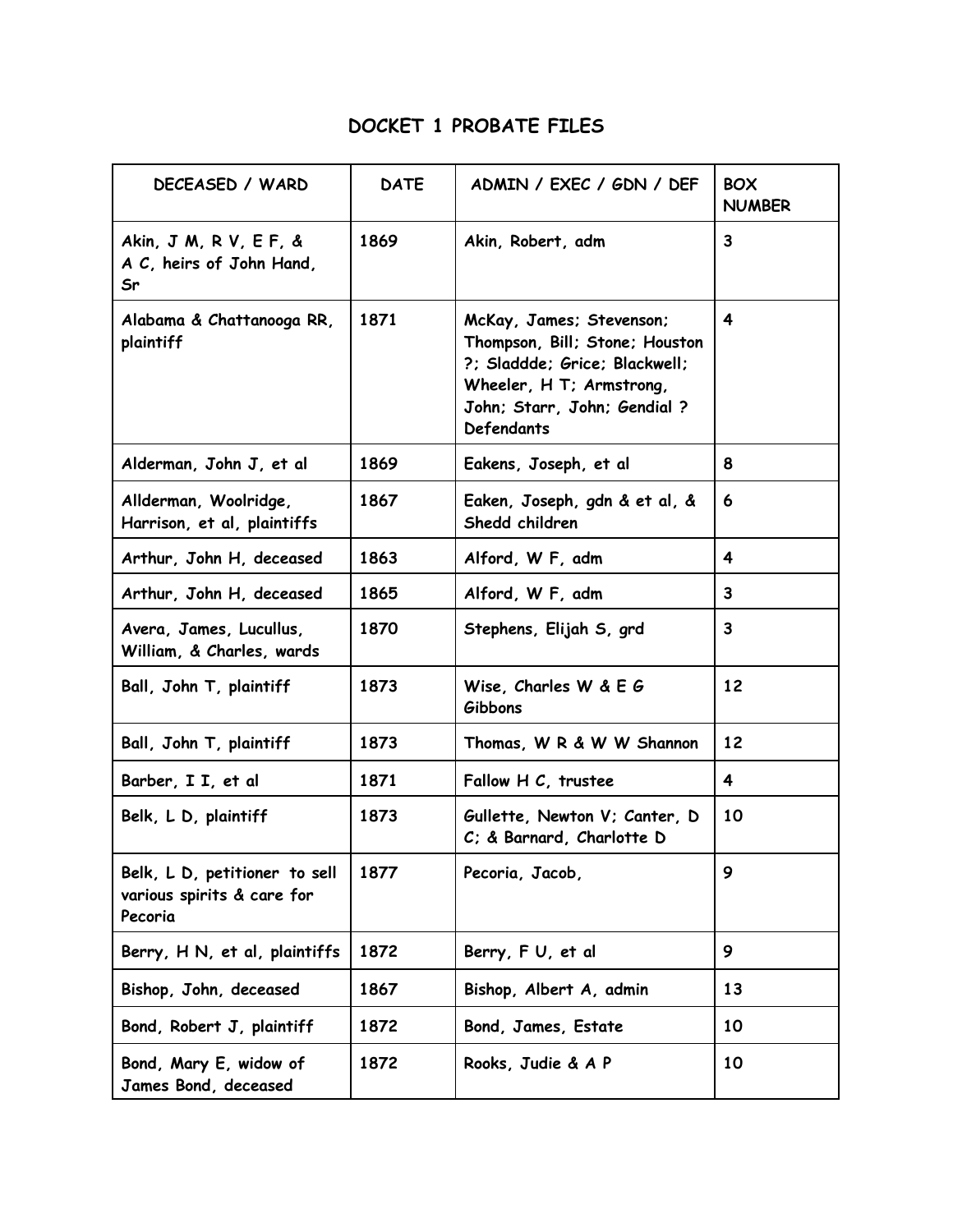# DOCKET 1 PROBATE FILES

| DECEASED / WARD | DATE | ADMIN / EXEC / GDN / DEF | BOX NUMBER |
|---|---|---|---|
| Akin, J M, R V, E F, & A C, heirs of John Hand, Sr | 1869 | Akin, Robert, adm | 3 |
| Alabama & Chattanooga RR, plaintiff | 1871 | McKay, James; Stevenson; Thompson, Bill; Stone; Houston ?; Sladdde; Grice; Blackwell; Wheeler, H T; Armstrong, John; Starr, John; Gendial ? Defendants | 4 |
| Alderman, John J, et al | 1869 | Eakens, Joseph, et al | 8 |
| Allderman, Woolridge, Harrison, et al, plaintiffs | 1867 | Eaken, Joseph, gdn & et al, & Shedd children | 6 |
| Arthur, John H, deceased | 1863 | Alford, W F, adm | 4 |
| Arthur, John H, deceased | 1865 | Alford, W F, adm | 3 |
| Avera, James, Lucullus, William, & Charles, wards | 1870 | Stephens, Elijah S, grd | 3 |
| Ball, John T, plaintiff | 1873 | Wise, Charles W & E G Gibbons | 12 |
| Ball, John T, plaintiff | 1873 | Thomas, W R & W W Shannon | 12 |
| Barber, I I, et al | 1871 | Fallow H C, trustee | 4 |
| Belk, L D, plaintiff | 1873 | Gullette, Newton V; Canter, D C; & Barnard, Charlotte D | 10 |
| Belk, L D, petitioner to sell various spirits & care for Pecoria | 1877 | Pecoria, Jacob, | 9 |
| Berry, H N, et al, plaintiffs | 1872 | Berry, F U, et al | 9 |
| Bishop, John, deceased | 1867 | Bishop, Albert A, admin | 13 |
| Bond, Robert J, plaintiff | 1872 | Bond, James, Estate | 10 |
| Bond, Mary E, widow of James Bond, deceased | 1872 | Rooks, Judie & A P | 10 |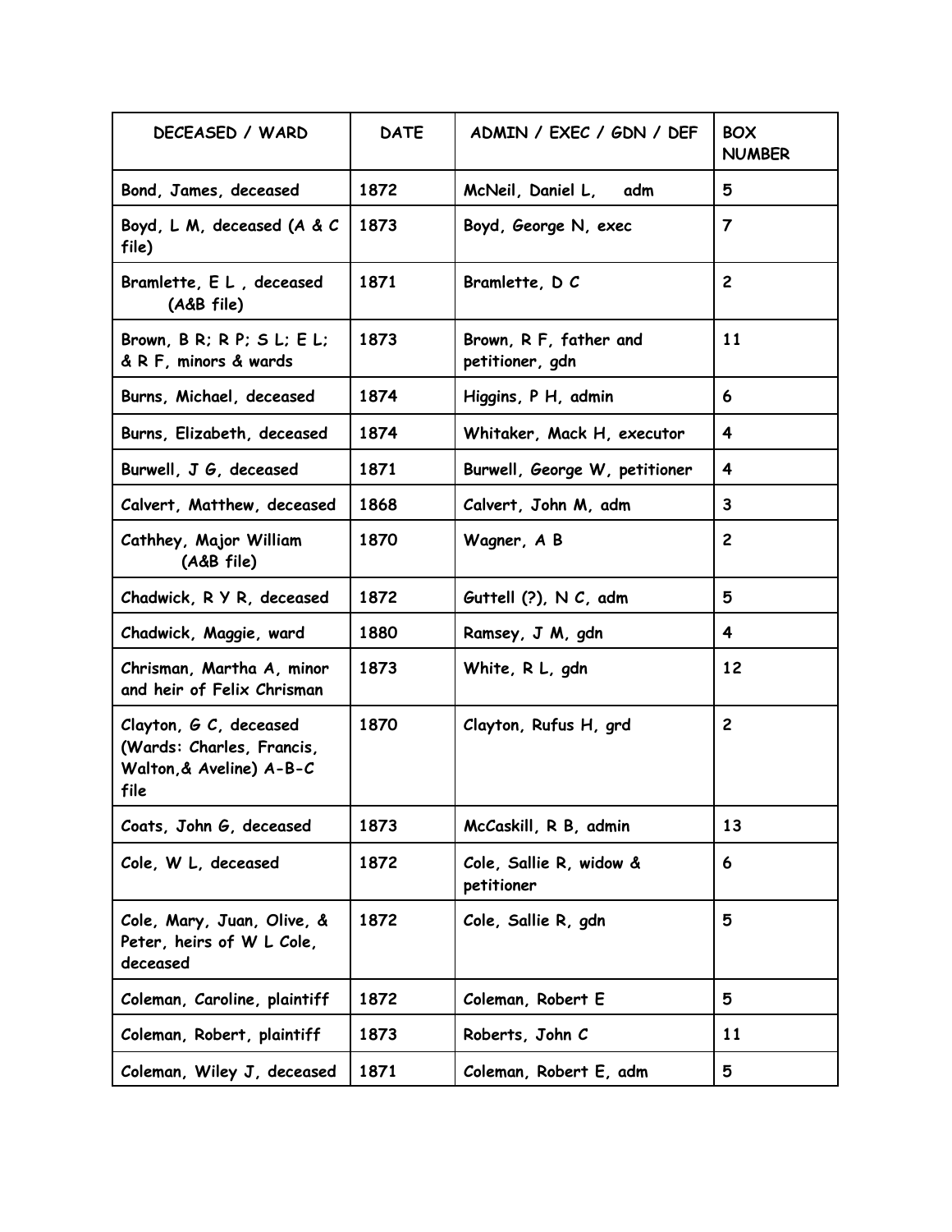| DECEASED / WARD | DATE | ADMIN / EXEC / GDN / DEF | BOX NUMBER |
|---|---|---|---|
| Bond, James, deceased | 1872 | McNeil, Daniel L, adm | 5 |
| Boyd, L M, deceased (A & C file) | 1873 | Boyd, George N, exec | 7 |
| Bramlette, E L , deceased (A&B file) | 1871 | Bramlette, D C | 2 |
| Brown, B R; R P; S L; E L; & R F, minors & wards | 1873 | Brown, R F, father and petitioner, gdn | 11 |
| Burns, Michael, deceased | 1874 | Higgins, P H, admin | 6 |
| Burns, Elizabeth, deceased | 1874 | Whitaker, Mack H, executor | 4 |
| Burwell, J G, deceased | 1871 | Burwell, George W, petitioner | 4 |
| Calvert, Matthew, deceased | 1868 | Calvert, John M, adm | 3 |
| Cathhey, Major William (A&B file) | 1870 | Wagner, A B | 2 |
| Chadwick, R Y R, deceased | 1872 | Guttell (?), N C, adm | 5 |
| Chadwick, Maggie, ward | 1880 | Ramsey, J M, gdn | 4 |
| Chrisman, Martha A, minor and heir of Felix Chrisman | 1873 | White, R L, gdn | 12 |
| Clayton, G C, deceased (Wards: Charles, Francis, Walton,& Aveline) A-B-C file | 1870 | Clayton, Rufus H, grd | 2 |
| Coats, John G, deceased | 1873 | McCaskill, R B, admin | 13 |
| Cole, W L, deceased | 1872 | Cole, Sallie R, widow & petitioner | 6 |
| Cole, Mary, Juan, Olive, & Peter, heirs of W L Cole, deceased | 1872 | Cole, Sallie R, gdn | 5 |
| Coleman, Caroline, plaintiff | 1872 | Coleman, Robert E | 5 |
| Coleman, Robert, plaintiff | 1873 | Roberts, John C | 11 |
| Coleman, Wiley J, deceased | 1871 | Coleman, Robert E, adm | 5 |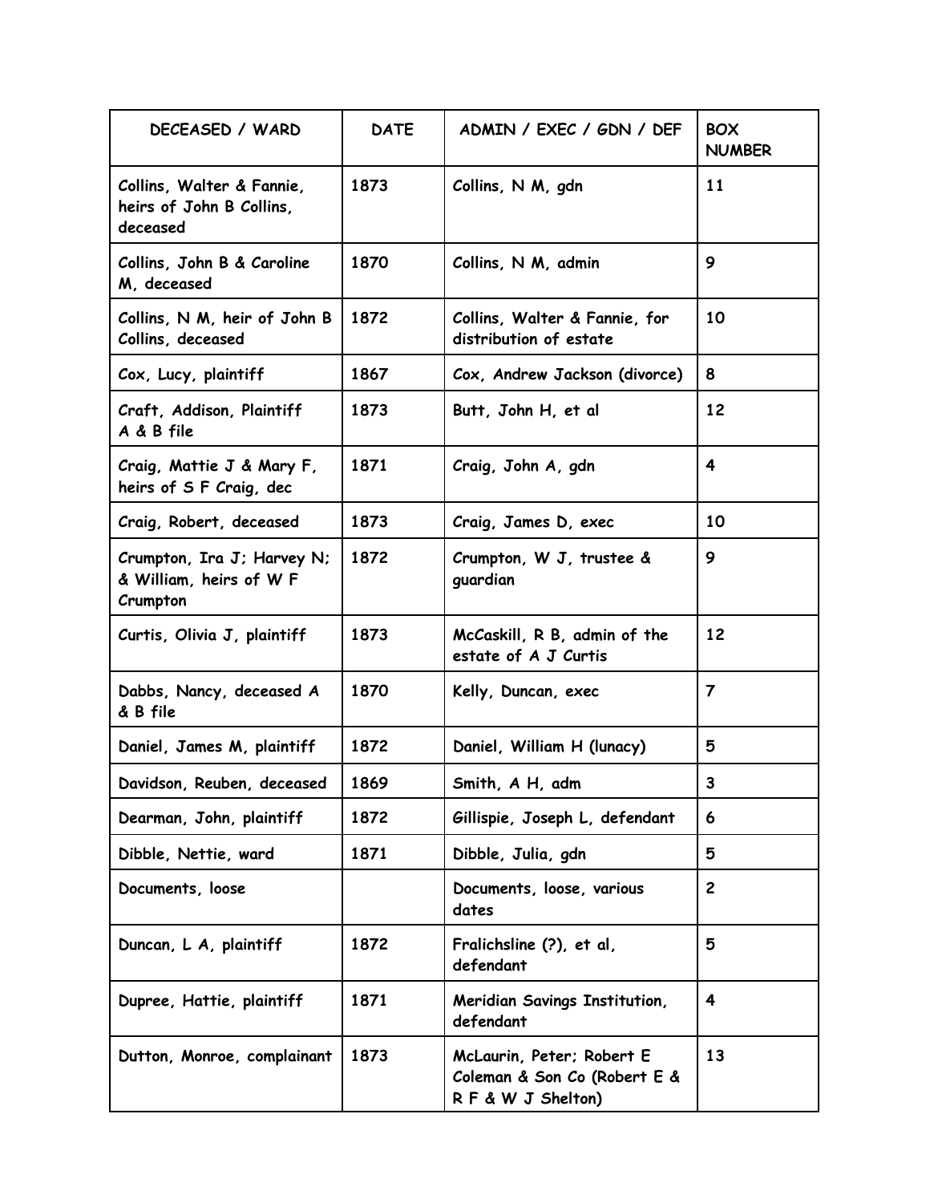| DECEASED / WARD | DATE | ADMIN / EXEC / GDN / DEF | BOX NUMBER |
|---|---|---|---|
| Collins, Walter & Fannie, heirs of John B Collins, deceased | 1873 | Collins, N M, gdn | 11 |
| Collins, John B & Caroline M, deceased | 1870 | Collins, N M, admin | 9 |
| Collins, N M, heir of John B Collins, deceased | 1872 | Collins, Walter & Fannie, for distribution of estate | 10 |
| Cox, Lucy, plaintiff | 1867 | Cox, Andrew Jackson (divorce) | 8 |
| Craft, Addison, Plaintiff A & B file | 1873 | Butt, John H, et al | 12 |
| Craig, Mattie J & Mary F, heirs of S F Craig, dec | 1871 | Craig, John A, gdn | 4 |
| Craig, Robert, deceased | 1873 | Craig, James D, exec | 10 |
| Crumpton, Ira J; Harvey N; & William, heirs of W F Crumpton | 1872 | Crumpton, W J, trustee & guardian | 9 |
| Curtis, Olivia J, plaintiff | 1873 | McCaskill, R B, admin of the estate of A J Curtis | 12 |
| Dabbs, Nancy, deceased A & B file | 1870 | Kelly, Duncan, exec | 7 |
| Daniel, James M, plaintiff | 1872 | Daniel, William H (lunacy) | 5 |
| Davidson, Reuben, deceased | 1869 | Smith, A H, adm | 3 |
| Dearman, John, plaintiff | 1872 | Gillispie, Joseph L, defendant | 6 |
| Dibble, Nettie, ward | 1871 | Dibble, Julia, gdn | 5 |
| Documents, loose | | Documents, loose, various dates | 2 |
| Duncan, L A, plaintiff | 1872 | Fralichsline (?), et al, defendant | 5 |
| Dupree, Hattie, plaintiff | 1871 | Meridian Savings Institution, defendant | 4 |
| Dutton, Monroe, complainant | 1873 | McLaurin, Peter; Robert E Coleman & Son Co (Robert E & R F & W J Shelton) | 13 |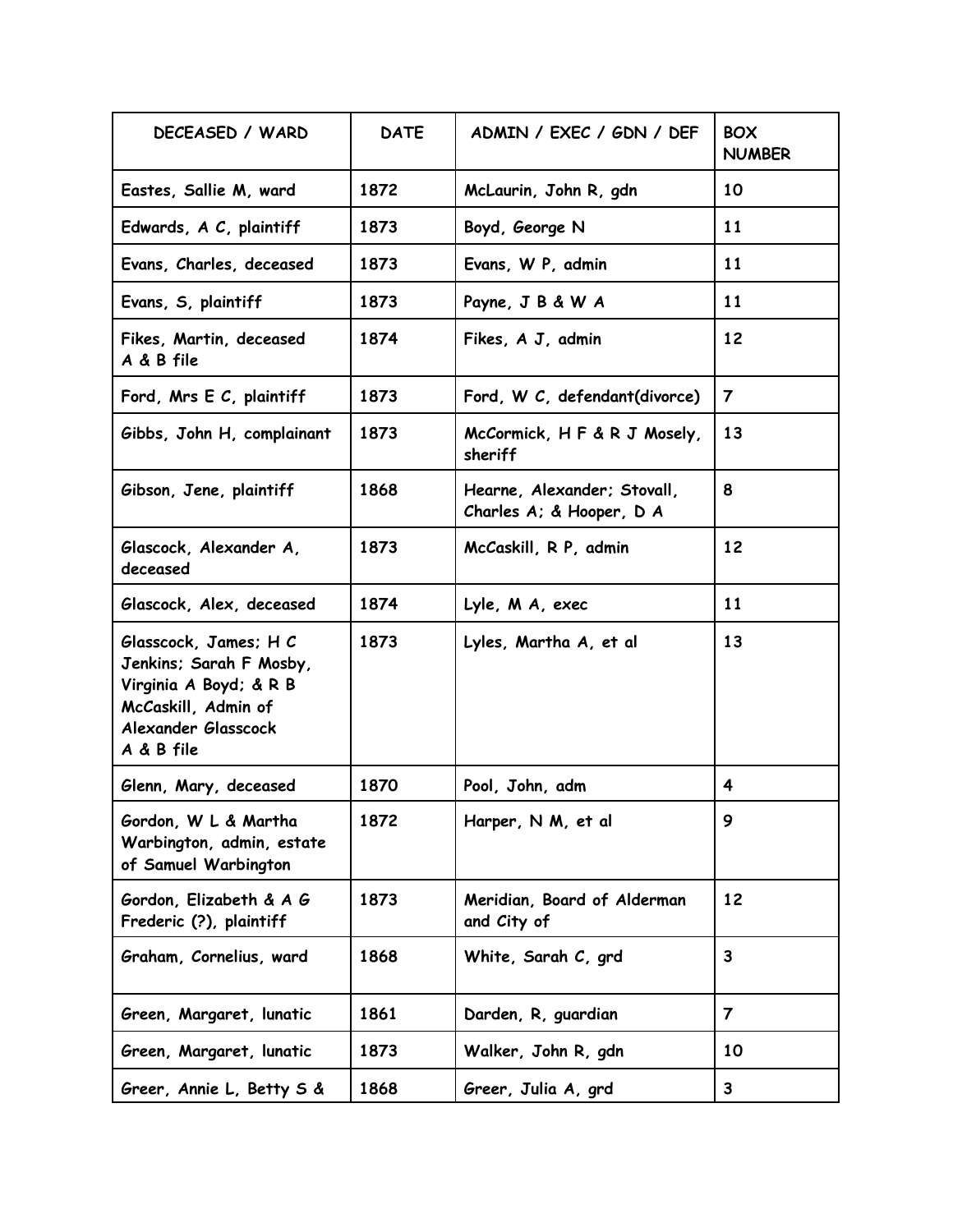| DECEASED / WARD | DATE | ADMIN / EXEC / GDN / DEF | BOX NUMBER |
|---|---|---|---|
| Eastes, Sallie M, ward | 1872 | McLaurin, John R, gdn | 10 |
| Edwards, A C, plaintiff | 1873 | Boyd, George N | 11 |
| Evans, Charles, deceased | 1873 | Evans, W P, admin | 11 |
| Evans, S, plaintiff | 1873 | Payne, J B & W A | 11 |
| Fikes, Martin, deceased A & B file | 1874 | Fikes, A J, admin | 12 |
| Ford, Mrs E C, plaintiff | 1873 | Ford, W C, defendant(divorce) | 7 |
| Gibbs, John H, complainant | 1873 | McCormick, H F & R J Mosely, sheriff | 13 |
| Gibson, Jene, plaintiff | 1868 | Hearne, Alexander; Stovall, Charles A; & Hooper, D A | 8 |
| Glascock, Alexander A, deceased | 1873 | McCaskill, R P, admin | 12 |
| Glascock, Alex, deceased | 1874 | Lyle, M A, exec | 11 |
| Glasscock, James; H C Jenkins; Sarah F Mosby, Virginia A Boyd; & R B McCaskill, Admin of Alexander Glasscock A & B file | 1873 | Lyles, Martha A, et al | 13 |
| Glenn, Mary, deceased | 1870 | Pool, John, adm | 4 |
| Gordon, W L & Martha Warbington, admin, estate of Samuel Warbington | 1872 | Harper, N M, et al | 9 |
| Gordon, Elizabeth & A G Frederic (?), plaintiff | 1873 | Meridian, Board of Alderman and City of | 12 |
| Graham, Cornelius, ward | 1868 | White, Sarah C, grd | 3 |
| Green, Margaret, lunatic | 1861 | Darden, R, guardian | 7 |
| Green, Margaret, lunatic | 1873 | Walker, John R, gdn | 10 |
| Greer, Annie L, Betty S & | 1868 | Greer, Julia A, grd | 3 |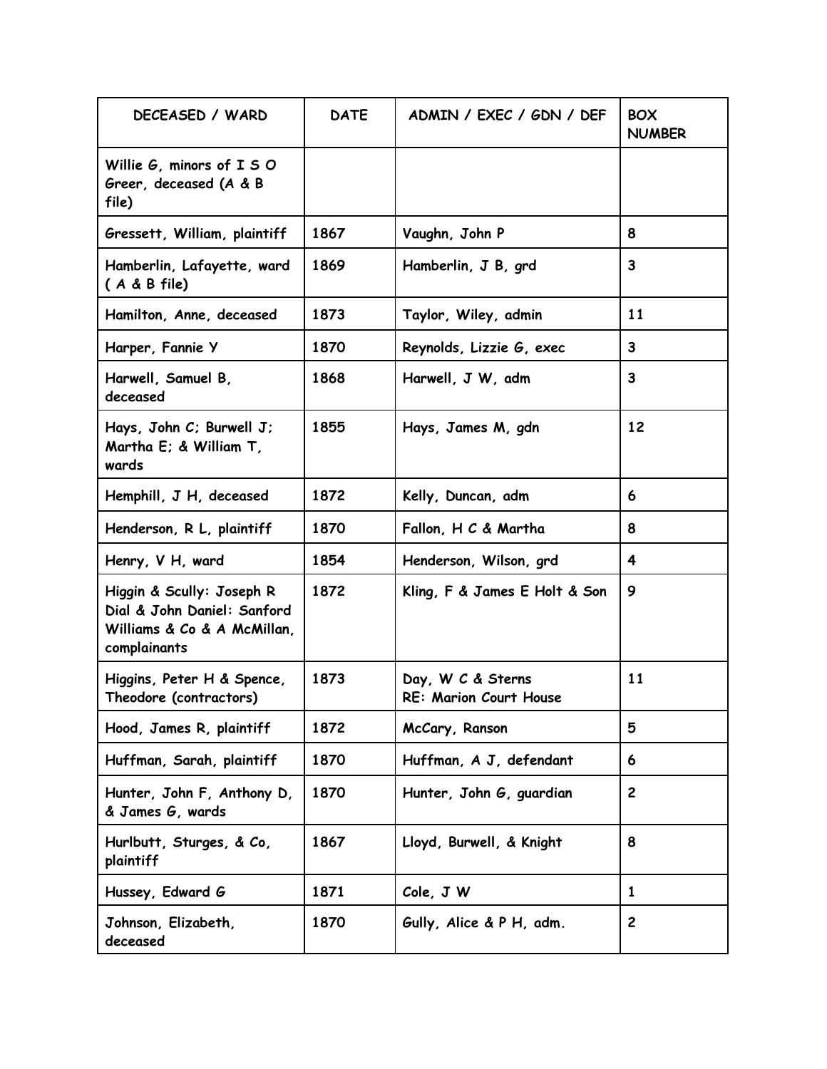| DECEASED / WARD | DATE | ADMIN / EXEC / GDN / DEF | BOX NUMBER |
|---|---|---|---|
| Willie G, minors of I S O Greer, deceased (A & B file) | | | |
| Gressett, William, plaintiff | 1867 | Vaughn, John P | 8 |
| Hamberlin, Lafayette, ward ( A & B file) | 1869 | Hamberlin, J B, grd | 3 |
| Hamilton, Anne, deceased | 1873 | Taylor, Wiley, admin | 11 |
| Harper, Fannie Y | 1870 | Reynolds, Lizzie G, exec | 3 |
| Harwell, Samuel B, deceased | 1868 | Harwell, J W, adm | 3 |
| Hays, John C; Burwell J; Martha E; & William T, wards | 1855 | Hays, James M, gdn | 12 |
| Hemphill, J H, deceased | 1872 | Kelly, Duncan, adm | 6 |
| Henderson, R L, plaintiff | 1870 | Fallon, H C & Martha | 8 |
| Henry, V H, ward | 1854 | Henderson, Wilson, grd | 4 |
| Higgin & Scully: Joseph R Dial & John Daniel: Sanford Williams & Co & A McMillan, complainants | 1872 | Kling, F & James E Holt & Son | 9 |
| Higgins, Peter H & Spence, Theodore (contractors) | 1873 | Day, W C & Sterns RE: Marion Court House | 11 |
| Hood, James R, plaintiff | 1872 | McCary, Ranson | 5 |
| Huffman, Sarah, plaintiff | 1870 | Huffman, A J, defendant | 6 |
| Hunter, John F, Anthony D, & James G, wards | 1870 | Hunter, John G, guardian | 2 |
| Hurlbutt, Sturges, & Co, plaintiff | 1867 | Lloyd, Burwell, & Knight | 8 |
| Hussey, Edward G | 1871 | Cole, J W | 1 |
| Johnson, Elizabeth, deceased | 1870 | Gully, Alice & P H, adm. | 2 |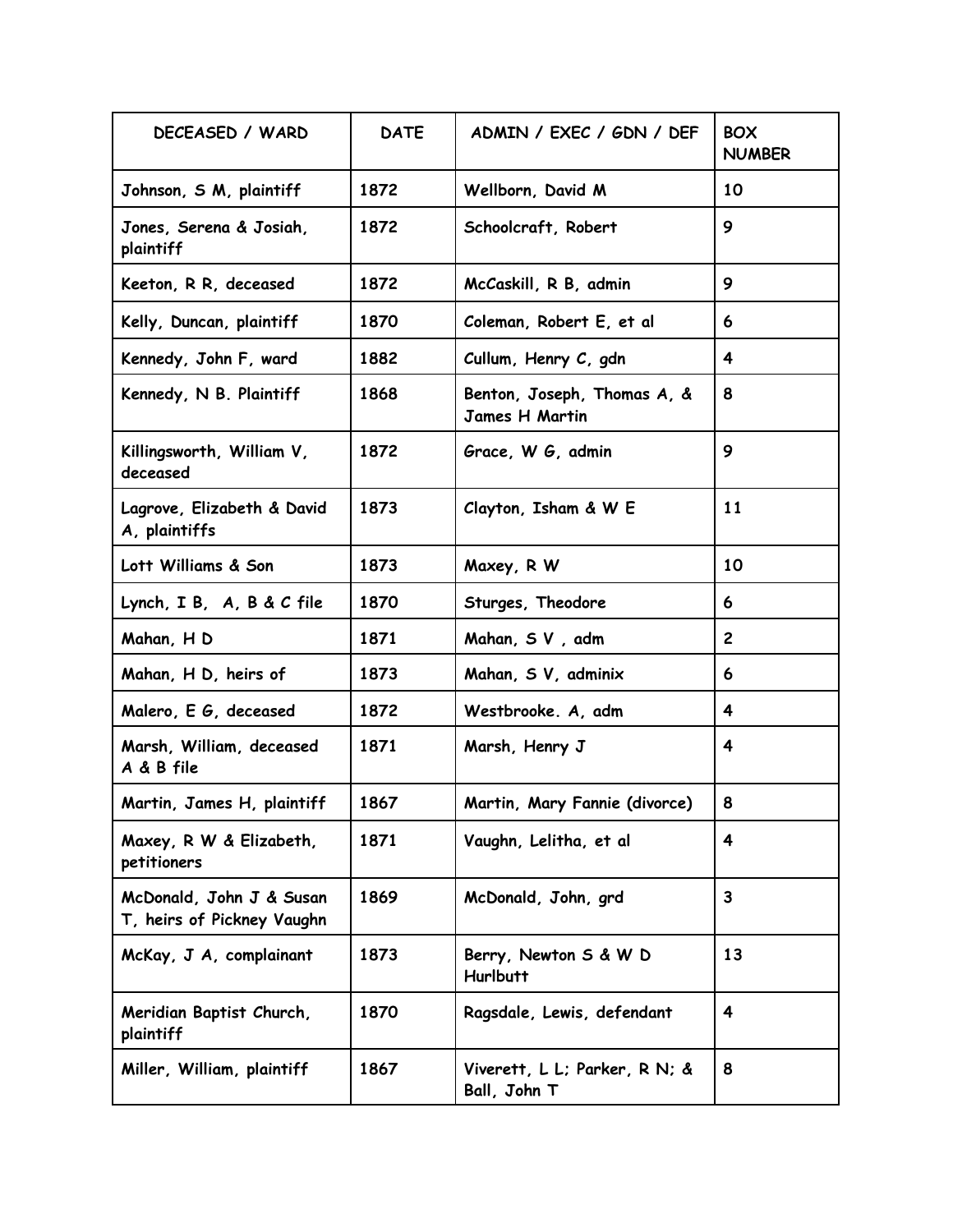| DECEASED / WARD | DATE | ADMIN / EXEC / GDN / DEF | BOX NUMBER |
|---|---|---|---|
| Johnson, S M, plaintiff | 1872 | Wellborn, David M | 10 |
| Jones, Serena & Josiah, plaintiff | 1872 | Schoolcraft, Robert | 9 |
| Keeton, R R, deceased | 1872 | McCaskill, R B, admin | 9 |
| Kelly, Duncan, plaintiff | 1870 | Coleman, Robert E, et al | 6 |
| Kennedy, John F, ward | 1882 | Cullum, Henry C, gdn | 4 |
| Kennedy, N B. Plaintiff | 1868 | Benton, Joseph, Thomas A, & James H Martin | 8 |
| Killingsworth, William V, deceased | 1872 | Grace, W G, admin | 9 |
| Lagrove, Elizabeth & David A, plaintiffs | 1873 | Clayton, Isham & W E | 11 |
| Lott Williams & Son | 1873 | Maxey, R W | 10 |
| Lynch, I B, A, B & C file | 1870 | Sturges, Theodore | 6 |
| Mahan, H D | 1871 | Mahan, S V , adm | 2 |
| Mahan, H D, heirs of | 1873 | Mahan, S V, adminix | 6 |
| Malero, E G, deceased | 1872 | Westbrooke. A, adm | 4 |
| Marsh, William, deceased A & B file | 1871 | Marsh, Henry J | 4 |
| Martin, James H, plaintiff | 1867 | Martin, Mary Fannie (divorce) | 8 |
| Maxey, R W & Elizabeth, petitioners | 1871 | Vaughn, Lelitha, et al | 4 |
| McDonald, John J & Susan T, heirs of Pickney Vaughn | 1869 | McDonald, John, grd | 3 |
| McKay, J A, complainant | 1873 | Berry, Newton S & W D Hurlbutt | 13 |
| Meridian Baptist Church, plaintiff | 1870 | Ragsdale, Lewis, defendant | 4 |
| Miller, William, plaintiff | 1867 | Viverett, L L; Parker, R N; & Ball, John T | 8 |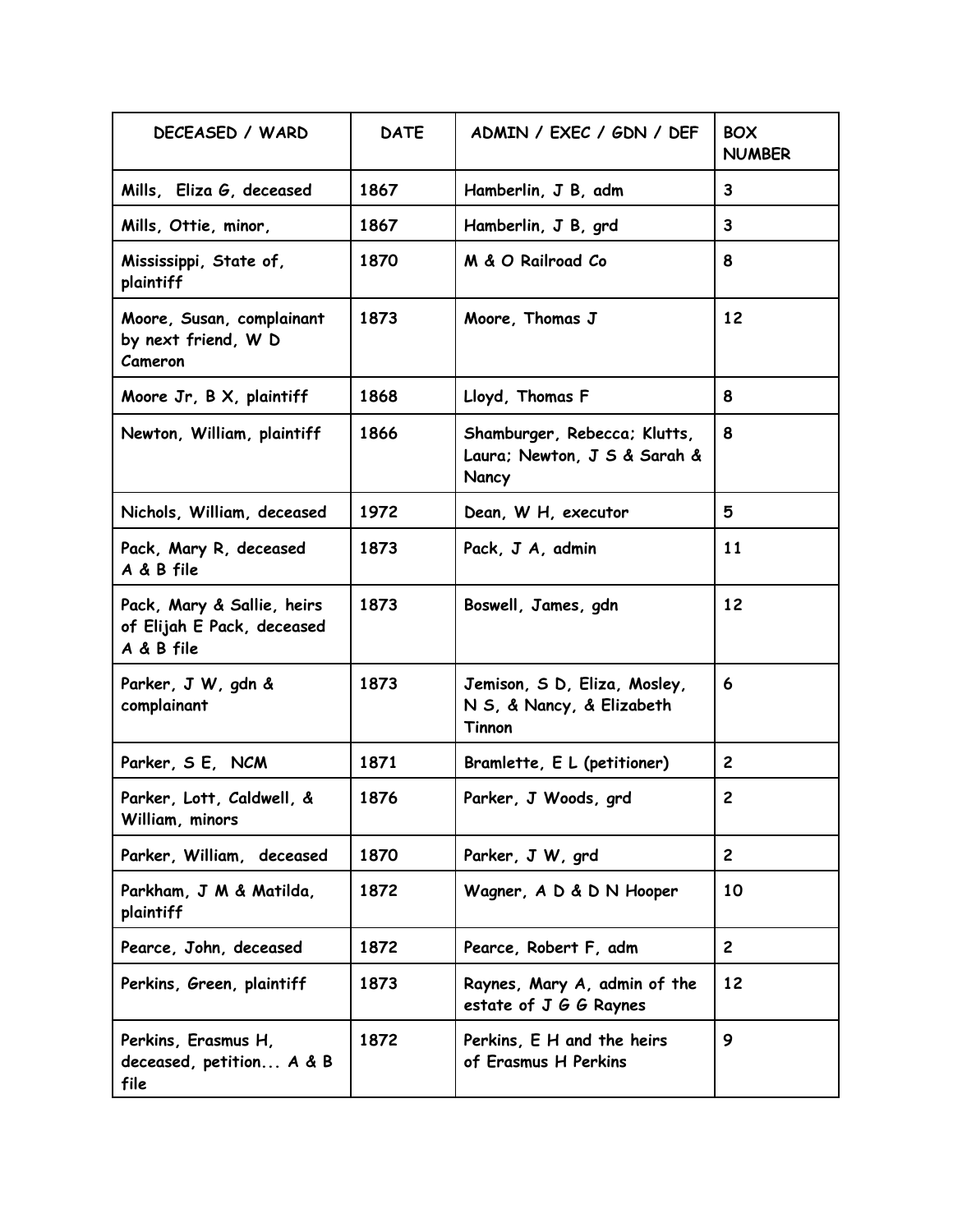| DECEASED / WARD | DATE | ADMIN / EXEC / GDN / DEF | BOX NUMBER |
|---|---|---|---|
| Mills, Eliza G, deceased | 1867 | Hamberlin, J B, adm | 3 |
| Mills, Ottie, minor, | 1867 | Hamberlin, J B, grd | 3 |
| Mississippi, State of, plaintiff | 1870 | M & O Railroad Co | 8 |
| Moore, Susan, complainant by next friend, W D Cameron | 1873 | Moore, Thomas J | 12 |
| Moore Jr, B X, plaintiff | 1868 | Lloyd, Thomas F | 8 |
| Newton, William, plaintiff | 1866 | Shamburger, Rebecca; Klutts, Laura; Newton, J S & Sarah & Nancy | 8 |
| Nichols, William, deceased | 1972 | Dean, W H, executor | 5 |
| Pack, Mary R, deceased A & B file | 1873 | Pack, J A, admin | 11 |
| Pack, Mary & Sallie, heirs of Elijah E Pack, deceased A & B file | 1873 | Boswell, James, gdn | 12 |
| Parker, J W, gdn & complainant | 1873 | Jemison, S D, Eliza, Mosley, N S, & Nancy, & Elizabeth Tinnon | 6 |
| Parker, S E, NCM | 1871 | Bramlette, E L (petitioner) | 2 |
| Parker, Lott, Caldwell, & William, minors | 1876 | Parker, J Woods, grd | 2 |
| Parker, William, deceased | 1870 | Parker, J W, grd | 2 |
| Parkham, J M & Matilda, plaintiff | 1872 | Wagner, A D & D N Hooper | 10 |
| Pearce, John, deceased | 1872 | Pearce, Robert F, adm | 2 |
| Perkins, Green, plaintiff | 1873 | Raynes, Mary A, admin of the estate of J G G Raynes | 12 |
| Perkins, Erasmus H, deceased, petition... A & B file | 1872 | Perkins, E H and the heirs of Erasmus H Perkins | 9 |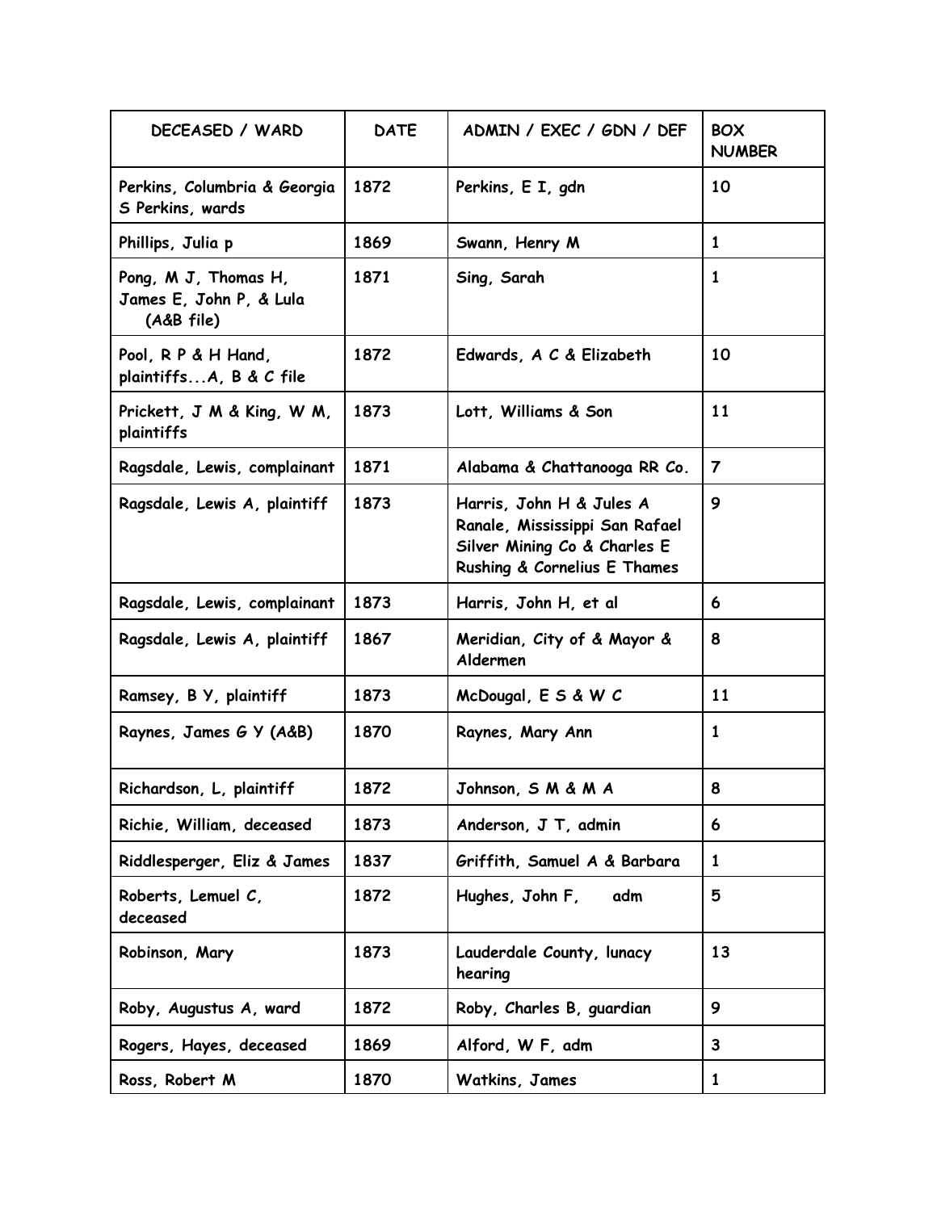| DECEASED / WARD | DATE | ADMIN / EXEC / GDN / DEF | BOX NUMBER |
|---|---|---|---|
| Perkins, Columbria & Georgia S Perkins, wards | 1872 | Perkins, E I, gdn | 10 |
| Phillips, Julia p | 1869 | Swann, Henry M | 1 |
| Pong, M J, Thomas H, James E, John P, & Lula (A&B file) | 1871 | Sing, Sarah | 1 |
| Pool, R P & H Hand, plaintiffs...A, B & C file | 1872 | Edwards, A C & Elizabeth | 10 |
| Prickett, J M & King, W M, plaintiffs | 1873 | Lott, Williams & Son | 11 |
| Ragsdale, Lewis, complainant | 1871 | Alabama & Chattanooga RR Co. | 7 |
| Ragsdale, Lewis A, plaintiff | 1873 | Harris, John H & Jules A Ranale, Mississippi San Rafael Silver Mining Co & Charles E Rushing & Cornelius E Thames | 9 |
| Ragsdale, Lewis, complainant | 1873 | Harris, John H, et al | 6 |
| Ragsdale, Lewis A, plaintiff | 1867 | Meridian, City of & Mayor & Aldermen | 8 |
| Ramsey, B Y, plaintiff | 1873 | McDougal, E S & W C | 11 |
| Raynes, James G Y (A&B) | 1870 | Raynes, Mary Ann | 1 |
| Richardson, L, plaintiff | 1872 | Johnson, S M & M A | 8 |
| Richie, William, deceased | 1873 | Anderson, J T, admin | 6 |
| Riddlesperger, Eliz & James | 1837 | Griffith, Samuel A & Barbara | 1 |
| Roberts, Lemuel C, deceased | 1872 | Hughes, John F, adm | 5 |
| Robinson, Mary | 1873 | Lauderdale County, lunacy hearing | 13 |
| Roby, Augustus A, ward | 1872 | Roby, Charles B, guardian | 9 |
| Rogers, Hayes, deceased | 1869 | Alford, W F, adm | 3 |
| Ross, Robert M | 1870 | Watkins, James | 1 |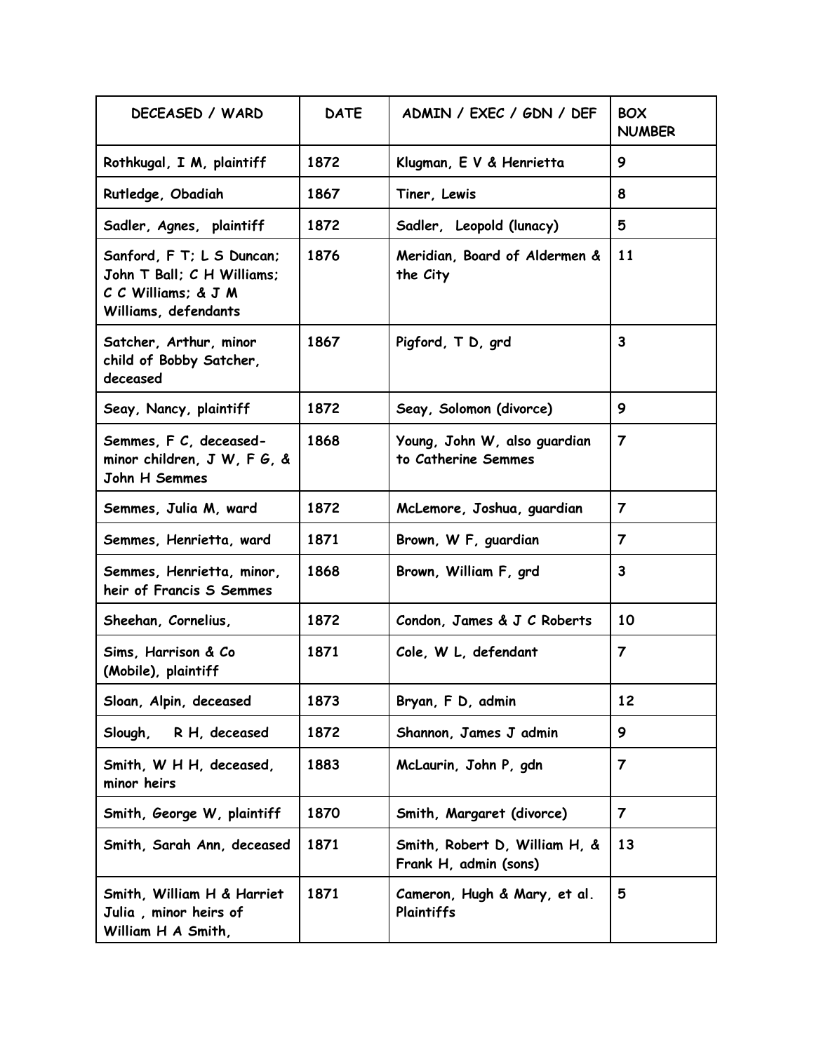| DECEASED / WARD | DATE | ADMIN / EXEC / GDN / DEF | BOX NUMBER |
|---|---|---|---|
| Rothkugal, I M, plaintiff | 1872 | Klugman, E V & Henrietta | 9 |
| Rutledge, Obadiah | 1867 | Tiner, Lewis | 8 |
| Sadler, Agnes, plaintiff | 1872 | Sadler, Leopold (lunacy) | 5 |
| Sanford, F T; L S Duncan; John T Ball; C H Williams; C C Williams; & J M Williams, defendants | 1876 | Meridian, Board of Aldermen & the City | 11 |
| Satcher, Arthur, minor child of Bobby Satcher, deceased | 1867 | Pigford, T D, grd | 3 |
| Seay, Nancy, plaintiff | 1872 | Seay, Solomon (divorce) | 9 |
| Semmes, F C, deceased-minor children, J W, F G, & John H Semmes | 1868 | Young, John W, also guardian to Catherine Semmes | 7 |
| Semmes, Julia M, ward | 1872 | McLemore, Joshua, guardian | 7 |
| Semmes, Henrietta, ward | 1871 | Brown, W F, guardian | 7 |
| Semmes, Henrietta, minor, heir of Francis S Semmes | 1868 | Brown, William F, grd | 3 |
| Sheehan, Cornelius, | 1872 | Condon, James & J C Roberts | 10 |
| Sims, Harrison & Co (Mobile), plaintiff | 1871 | Cole, W L, defendant | 7 |
| Sloan, Alpin, deceased | 1873 | Bryan, F D, admin | 12 |
| Slough, R H, deceased | 1872 | Shannon, James J admin | 9 |
| Smith, W H H, deceased, minor heirs | 1883 | McLaurin, John P, gdn | 7 |
| Smith, George W, plaintiff | 1870 | Smith, Margaret (divorce) | 7 |
| Smith, Sarah Ann, deceased | 1871 | Smith, Robert D, William H, & Frank H, admin (sons) | 13 |
| Smith, William H & Harriet Julia , minor heirs of William H A Smith, | 1871 | Cameron, Hugh & Mary, et al. Plaintiffs | 5 |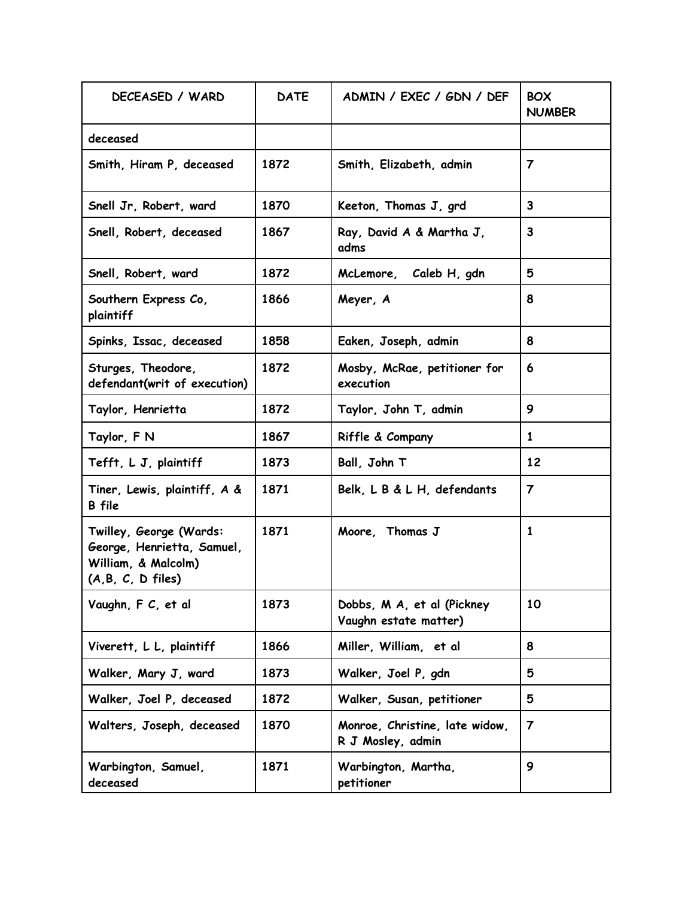| DECEASED / WARD | DATE | ADMIN / EXEC / GDN / DEF | BOX NUMBER |
|---|---|---|---|
| deceased | | | |
| Smith, Hiram P, deceased | 1872 | Smith, Elizabeth, admin | 7 |
| Snell Jr, Robert, ward | 1870 | Keeton, Thomas J, grd | 3 |
| Snell, Robert, deceased | 1867 | Ray, David A & Martha J, adms | 3 |
| Snell, Robert, ward | 1872 | McLemore, Caleb H, gdn | 5 |
| Southern Express Co, plaintiff | 1866 | Meyer, A | 8 |
| Spinks, Issac, deceased | 1858 | Eaken, Joseph, admin | 8 |
| Sturges, Theodore, defendant(writ of execution) | 1872 | Mosby, McRae, petitioner for execution | 6 |
| Taylor, Henrietta | 1872 | Taylor, John T, admin | 9 |
| Taylor, F N | 1867 | Riffle & Company | 1 |
| Tefft, L J, plaintiff | 1873 | Ball, John T | 12 |
| Tiner, Lewis, plaintiff, A & B file | 1871 | Belk, L B & L H, defendants | 7 |
| Twilley, George (Wards: George, Henrietta, Samuel, William, & Malcolm) (A,B, C, D files) | 1871 | Moore, Thomas J | 1 |
| Vaughn, F C, et al | 1873 | Dobbs, M A, et al (Pickney Vaughn estate matter) | 10 |
| Viverett, L L, plaintiff | 1866 | Miller, William, et al | 8 |
| Walker, Mary J, ward | 1873 | Walker, Joel P, gdn | 5 |
| Walker, Joel P, deceased | 1872 | Walker, Susan, petitioner | 5 |
| Walters, Joseph, deceased | 1870 | Monroe, Christine, late widow, R J Mosley, admin | 7 |
| Warbington, Samuel, deceased | 1871 | Warbington, Martha, petitioner | 9 |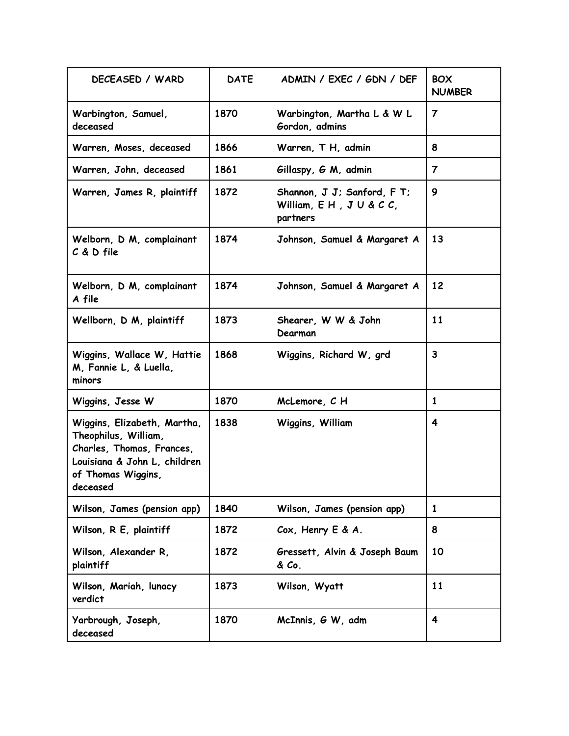| DECEASED / WARD | DATE | ADMIN / EXEC / GDN / DEF | BOX NUMBER |
| --- | --- | --- | --- |
| **Warbington, Samuel, deceased** | **1870** | **Warbington, Martha L & W L Gordon, admins** | **7** |
| **Warren, Moses, deceased** | **1866** | **Warren, T H, admin** | **8** |
| **Warren, John, deceased** | **1861** | **Gillaspy, G M, admin** | **7** |
| **Warren, James R, plaintiff** | **1872** | **Shannon, J J; Sanford, F T; William, E H , J U & C C, partners** | **9** |
| **Welborn, D M, complainant C & D file** | **1874** | **Johnson, Samuel & Margaret A** | **13** |
| **Welborn, D M, complainant A file** | **1874** | **Johnson, Samuel & Margaret A** | **12** |
| **Wellborn, D M, plaintiff** | **1873** | **Shearer, W W & John Dearman** | **11** |
| **Wiggins, Wallace W, Hattie M, Fannie L, & Luella, minors** | **1868** | **Wiggins, Richard W, grd** | **3** |
| **Wiggins, Jesse W** | **1870** | **McLemore, C H** | **1** |
| **Wiggins, Elizabeth, Martha, Theophilus, William, Charles, Thomas, Frances, Louisiana & John L, children of Thomas Wiggins, deceased** | **1838** | **Wiggins, William** | **4** |
| **Wilson, James (pension app)** | **1840** | **Wilson, James (pension app)** | **1** |
| **Wilson, R E, plaintiff** | **1872** | **Cox, Henry E & A.** | **8** |
| **Wilson, Alexander R, plaintiff** | **1872** | **Gressett, Alvin & Joseph Baum & Co.** | **10** |
| **Wilson, Mariah, lunacy verdict** | **1873** | **Wilson, Wyatt** | **11** |
| **Yarbrough, Joseph, deceased** | **1870** | **McInnis, G W, adm** | **4** |